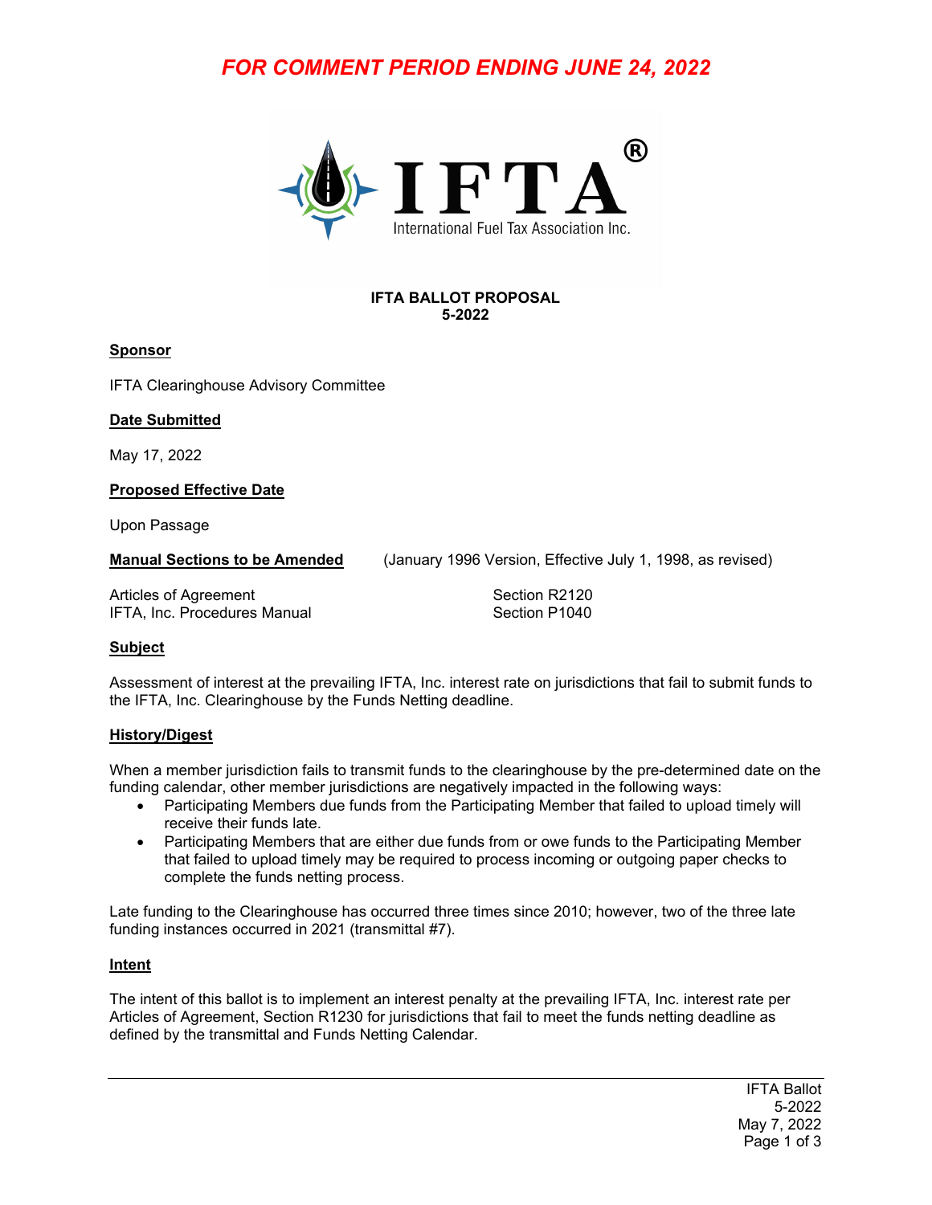**FOR COMMENT PERIOD ENDING JUNE 24, 2022**

IFTA®
International Fuel Tax Association Inc.

**IFTA BALLOT PROPOSAL**
**5-2022**

**Sponsor**

IFTA Clearinghouse Advisory Committee

**Date Submitted**

May 17, 2022

**Proposed Effective Date**

Upon Passage

**Manual Sections to be Amended** (January 1996 Version, Effective July 1, 1998, as revised)

| | |
|---|---|
| Articles of Agreement | Section R2120 |
| IFTA, Inc. Procedures Manual | Section P1040 |

**Subject**

Assessment of interest at the prevailing IFTA, Inc. interest rate on jurisdictions that fail to submit funds to the IFTA, Inc. Clearinghouse by the Funds Netting deadline.

**History/Digest**

When a member jurisdiction fails to transmit funds to the clearinghouse by the pre-determined date on the funding calendar, other member jurisdictions are negatively impacted in the following ways:

- Participating Members due funds from the Participating Member that failed to upload timely will receive their funds late.
- Participating Members that are either due funds from or owe funds to the Participating Member that failed to upload timely may be required to process incoming or outgoing paper checks to complete the funds netting process.

Late funding to the Clearinghouse has occurred three times since 2010; however, two of the three late funding instances occurred in 2021 (transmittal #7).

**Intent**

The intent of this ballot is to implement an interest penalty at the prevailing IFTA, Inc. interest rate per Articles of Agreement, Section R1230 for jurisdictions that fail to meet the funds netting deadline as defined by the transmittal and Funds Netting Calendar.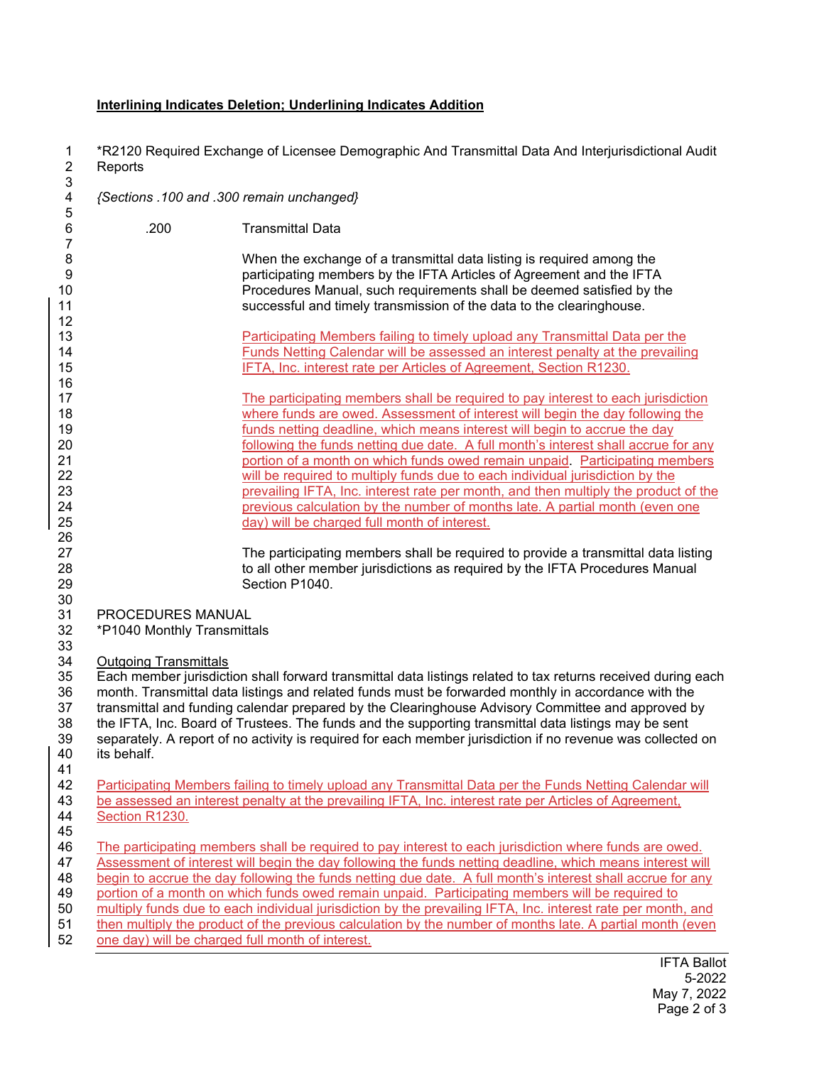**Interlining Indicates Deletion; Underlining Indicates Addition**

*R2120 Required Exchange of Licensee Demographic And Transmittal Data And Interjurisdictional Audit Reports

*{Sections .100 and .300 remain unchanged}*

.200 Transmittal Data

When the exchange of a transmittal data listing is required among the participating members by the IFTA Articles of Agreement and the IFTA Procedures Manual, such requirements shall be deemed satisfied by the successful and timely transmission of the data to the clearinghouse.

<u>Participating Members failing to timely upload any Transmittal Data per the Funds Netting Calendar will be assessed an interest penalty at the prevailing IFTA, Inc. interest rate per Articles of Agreement, Section R1230.</u>

<u>The participating members shall be required to pay interest to each jurisdiction where funds are owed. Assessment of interest will begin the day following the funds netting deadline, which means interest will begin to accrue the day following the funds netting due date. A full month's interest shall accrue for any portion of a month on which funds owed remain unpaid.</u> <u>Participating members will be required to multiply funds due to each individual jurisdiction by the prevailing IFTA, Inc. interest rate per month, and then multiply the product of the previous calculation by the number of months late. A partial month (even one day) will be charged full month of interest.</u>

The participating members shall be required to provide a transmittal data listing to all other member jurisdictions as required by the IFTA Procedures Manual Section P1040.

PROCEDURES MANUAL
*P1040 Monthly Transmittals

<u>Outgoing Transmittals</u>
Each member jurisdiction shall forward transmittal data listings related to tax returns received during each month. Transmittal data listings and related funds must be forwarded monthly in accordance with the transmittal and funding calendar prepared by the Clearinghouse Advisory Committee and approved by the IFTA, Inc. Board of Trustees. The funds and the supporting transmittal data listings may be sent separately. A report of no activity is required for each member jurisdiction if no revenue was collected on its behalf.

<u>Participating Members failing to timely upload any Transmittal Data per the Funds Netting Calendar will be assessed an interest penalty at the prevailing IFTA, Inc. interest rate per Articles of Agreement, Section R1230.</u>

<u>The participating members shall be required to pay interest to each jurisdiction where funds are owed. Assessment of interest will begin the day following the funds netting deadline, which means interest will begin to accrue the day following the funds netting due date. A full month's interest shall accrue for any portion of a month on which funds owed remain unpaid. Participating members will be required to multiply funds due to each individual jurisdiction by the prevailing IFTA, Inc. interest rate per month, and then multiply the product of the previous calculation by the number of months late. A partial month (even one day) will be charged full month of interest.</u>

IFTA Ballot
5-2022
May 7, 2022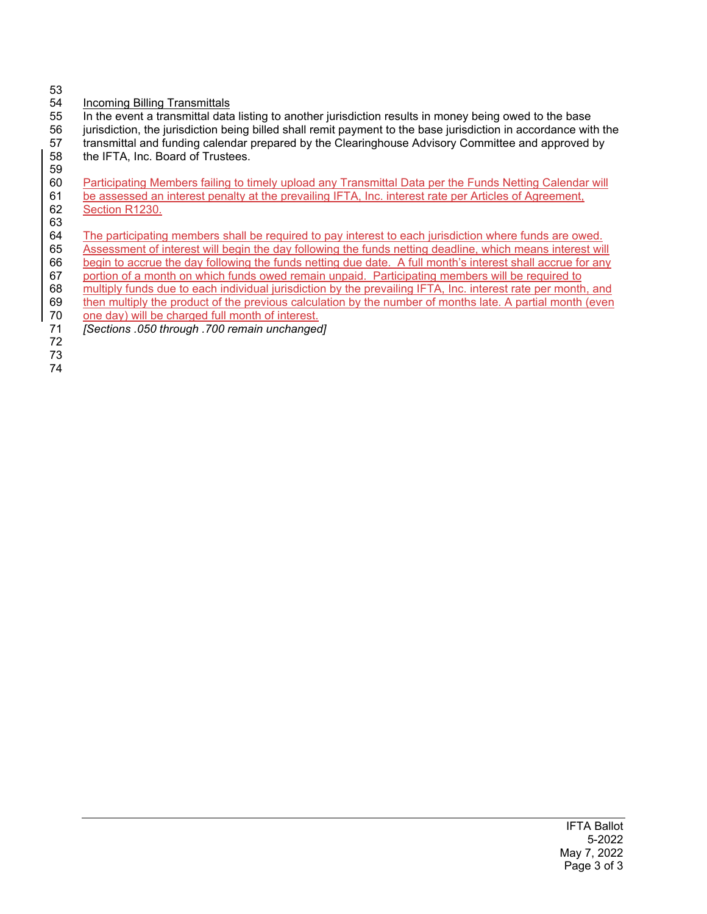Incoming Billing Transmittals

In the event a transmittal data listing to another jurisdiction results in money being owed to the base jurisdiction, the jurisdiction being billed shall remit payment to the base jurisdiction in accordance with the transmittal and funding calendar prepared by the Clearinghouse Advisory Committee and approved by the IFTA, Inc. Board of Trustees.

Participating Members failing to timely upload any Transmittal Data per the Funds Netting Calendar will be assessed an interest penalty at the prevailing IFTA, Inc. interest rate per Articles of Agreement, Section R1230.

The participating members shall be required to pay interest to each jurisdiction where funds are owed. Assessment of interest will begin the day following the funds netting deadline, which means interest will begin to accrue the day following the funds netting due date. A full month's interest shall accrue for any portion of a month on which funds owed remain unpaid. Participating members will be required to multiply funds due to each individual jurisdiction by the prevailing IFTA, Inc. interest rate per month, and then multiply the product of the previous calculation by the number of months late. A partial month (even one day) will be charged full month of interest.

*[Sections .050 through .700 remain unchanged]*

IFTA Ballot
5-2022
May 7, 2022